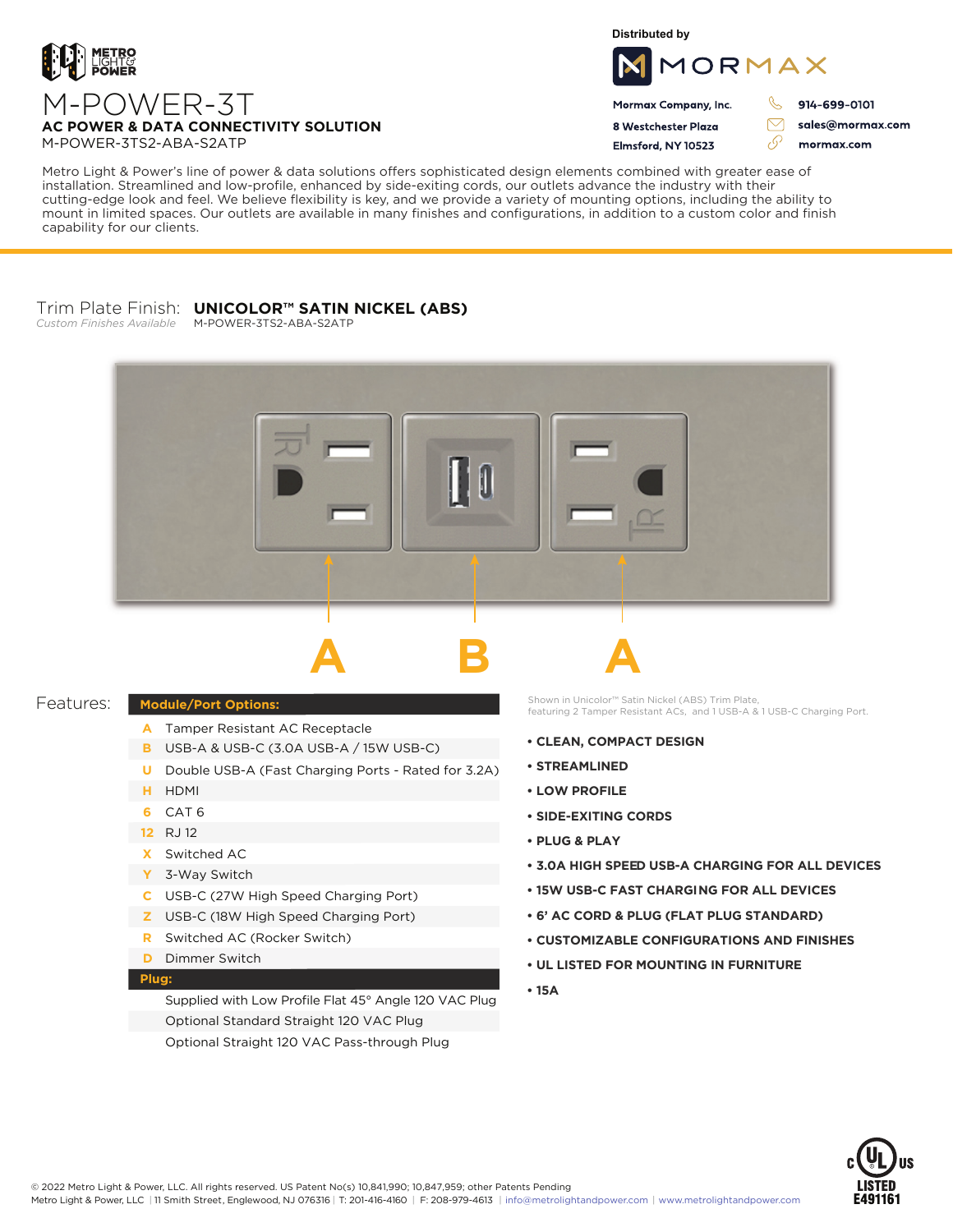# M-POWER-3T

**AC POWER & DATA CONNECTIVITY SOLUTION**

M-POWER-3TS2-ABA-S2ATP

Distributed by

**MORMAX**

Mormax Company, Inc.
8 Westchester Plaza
Elmsford, NY 10523

914-699-0101
sales@mormax.com
mormax.com

Metro Light & Power's line of power & data solutions offers sophisticated design elements combined with greater ease of installation. Streamlined and low-profile, enhanced by side-exiting cords, our outlets advance the industry with their cutting-edge look and feel. We believe flexibility is key, and we provide a variety of mounting options, including the ability to mount in limited spaces. Our outlets are available in many finishes and configurations, in addition to a custom color and finish capability for our clients.

Trim Plate Finish: **UNICOLOR™ SATIN NICKEL (ABS)**
*Custom Finishes Available* M-POWER-3TS2-ABA-S2ATP

A B A

Shown in Unicolor™ Satin Nickel (ABS) Trim Plate, featuring 2 Tamper Resistant ACs, and 1 USB-A & 1 USB-C Charging Port.

## Features:

| Module/Port Options: | |
|---|---|
| A | Tamper Resistant AC Receptacle |
| B | USB-A & USB-C (3.0A USB-A / 15W USB-C) |
| U | Double USB-A (Fast Charging Ports - Rated for 3.2A) |
| H | HDMI |
| 6 | CAT 6 |
| 12 | RJ 12 |
| X | Switched AC |
| Y | 3-Way Switch |
| C | USB-C (27W High Speed Charging Port) |
| Z | USB-C (18W High Speed Charging Port) |
| R | Switched AC (Rocker Switch) |
| D | Dimmer Switch |
| **Plug:** | |
| | Supplied with Low Profile Flat 45° Angle 120 VAC Plug |
| | Optional Standard Straight 120 VAC Plug |
| | Optional Straight 120 VAC Pass-through Plug |

- **CLEAN, COMPACT DESIGN**
- **STREAMLINED**
- **LOW PROFILE**
- **SIDE-EXITING CORDS**
- **PLUG & PLAY**
- **3.0A HIGH SPEED USB-A CHARGING FOR ALL DEVICES**
- **15W USB-C FAST CHARGING FOR ALL DEVICES**
- **6' AC CORD & PLUG (FLAT PLUG STANDARD)**
- **CUSTOMIZABLE CONFIGURATIONS AND FINISHES**
- **UL LISTED FOR MOUNTING IN FURNITURE**
- **15A**

c UL us LISTED E491161

© 2022 Metro Light & Power, LLC. All rights reserved. US Patent No(s) 10,841,990; 10,847,959; other Patents Pending
Metro Light & Power, LLC | 11 Smith Street, Englewood, NJ 076316 | T: 201-416-4160 | F: 208-979-4613 | info@metrolightandpower.com | www.metrolightandpower.com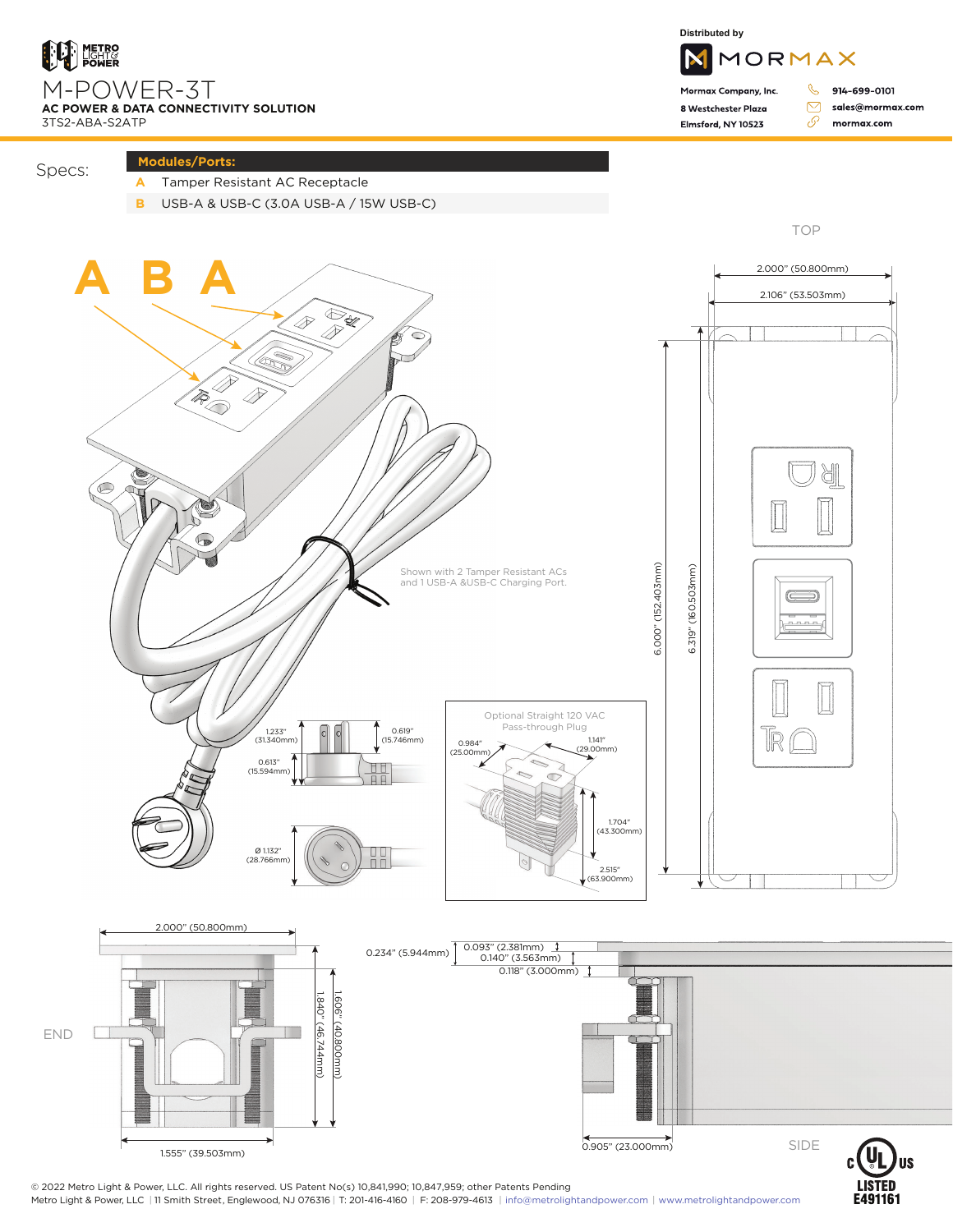# M-POWER-3T

**AC POWER & DATA CONNECTIVITY SOLUTION**

3TS2-ABA-S2ATP

Distributed by

MORMAX

Mormax Company, Inc.
8 Westchester Plaza
Elmsford, NY 10523

914-699-0101
sales@mormax.com
mormax.com

Specs:

| Modules/Ports: | |
|---|---|
| A | Tamper Resistant AC Receptacle |
| B | USB-A & USB-C (3.0A USB-A / 15W USB-C) |

A B A

Shown with 2 Tamper Resistant ACs and 1 USB-A &USB-C Charging Port.

TOP

2.000" (50.800mm)

2.106" (53.503mm)

6.000" (152.403mm)

6.319" (160.503mm)

1.233" (31.340mm)

0.619" (15.746mm)

0.613" (15.594mm)

Ø 1.132" (28.766mm)

Optional Straight 120 VAC Pass-through Plug

0.984" (25.00mm)

1.141" (29.00mm)

1.704" (43.300mm)

2.515" (63.900mm)

END

2.000" (50.800mm)

1.840" (46.744mm)

1.606" (40.800mm)

1.555" (39.503mm)

SIDE

0.234" (5.944mm)

0.093" (2.381mm)

0.140" (3.563mm)

0.118" (3.000mm)

0.905" (23.000mm)

c UL us LISTED E491161

© 2022 Metro Light & Power, LLC. All rights reserved. US Patent No(s) 10,841,990; 10,847,959; other Patents Pending

Metro Light & Power, LLC | 11 Smith Street, Englewood, NJ 076316 | T: 201-416-4160 | F: 208-979-4613 | info@metrolightandpower.com | www.metrolightandpower.com